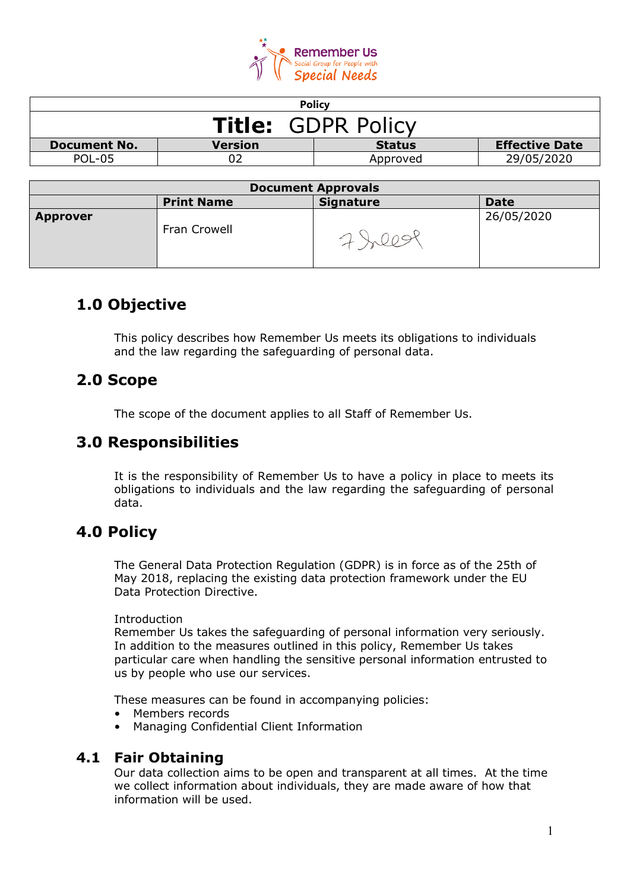Remember Us
Social Group for People with
Special Needs

| Policy | | | |
|---|---|---|---|
| **Title:** GDPR Policy | | | |
| **Document No.** | **Version** | **Status** | **Effective Date** |
| POL-05 | 02 | Approved | 29/05/2020 |

| Document Approvals | | | |
|---|---|---|---|
| | **Print Name** | **Signature** | **Date** |
| **Approver** | Fran Crowell | | 26/05/2020 |

## 1.0 Objective

This policy describes how Remember Us meets its obligations to individuals and the law regarding the safeguarding of personal data.

## 2.0 Scope

The scope of the document applies to all Staff of Remember Us.

## 3.0 Responsibilities

It is the responsibility of Remember Us to have a policy in place to meets its obligations to individuals and the law regarding the safeguarding of personal data.

## 4.0 Policy

The General Data Protection Regulation (GDPR) is in force as of the 25th of May 2018, replacing the existing data protection framework under the EU Data Protection Directive.

Introduction
Remember Us takes the safeguarding of personal information very seriously. In addition to the measures outlined in this policy, Remember Us takes particular care when handling the sensitive personal information entrusted to us by people who use our services.

These measures can be found in accompanying policies:

- Members records
- Managing Confidential Client Information

## 4.1 Fair Obtaining

Our data collection aims to be open and transparent at all times. At the time we collect information about individuals, they are made aware of how that information will be used.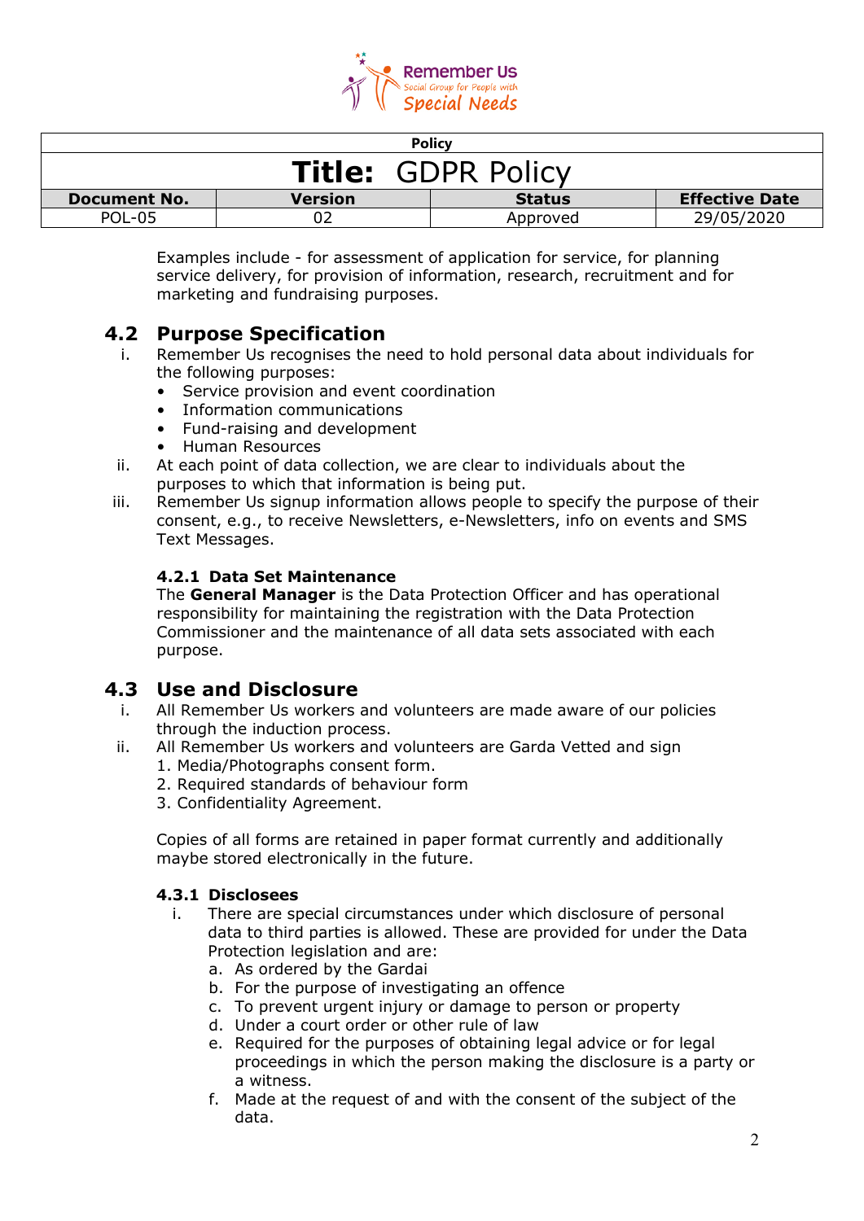Examples include - for assessment of application for service, for planning service delivery, for provision of information, research, recruitment and for marketing and fundraising purposes.

## 4.2 Purpose Specification

i. Remember Us recognises the need to hold personal data about individuals for the following purposes:
   - Service provision and event coordination
   - Information communications
   - Fund-raising and development
   - Human Resources

ii. At each point of data collection, we are clear to individuals about the purposes to which that information is being put.

iii. Remember Us signup information allows people to specify the purpose of their consent, e.g., to receive Newsletters, e-Newsletters, info on events and SMS Text Messages.

### 4.2.1 Data Set Maintenance

The **General Manager** is the Data Protection Officer and has operational responsibility for maintaining the registration with the Data Protection Commissioner and the maintenance of all data sets associated with each purpose.

## 4.3 Use and Disclosure

i. All Remember Us workers and volunteers are made aware of our policies through the induction process.

ii. All Remember Us workers and volunteers are Garda Vetted and sign
   1. Media/Photographs consent form.
   2. Required standards of behaviour form
   3. Confidentiality Agreement.

Copies of all forms are retained in paper format currently and additionally maybe stored electronically in the future.

### 4.3.1 Disclosees

i. There are special circumstances under which disclosure of personal data to third parties is allowed. These are provided for under the Data Protection legislation and are:
   a. As ordered by the Gardai
   b. For the purpose of investigating an offence
   c. To prevent urgent injury or damage to person or property
   d. Under a court order or other rule of law
   e. Required for the purposes of obtaining legal advice or for legal proceedings in which the person making the disclosure is a party or a witness.
   f. Made at the request of and with the consent of the subject of the data.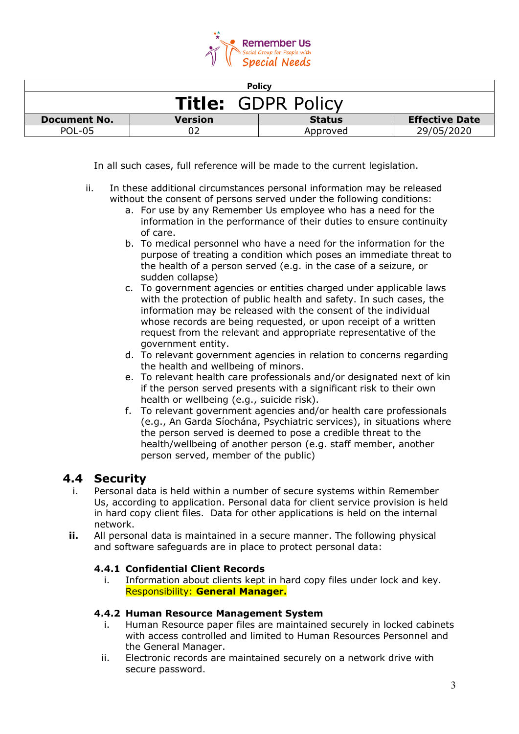In all such cases, full reference will be made to the current legislation.

ii. In these additional circumstances personal information may be released without the consent of persons served under the following conditions:
   a. For use by any Remember Us employee who has a need for the information in the performance of their duties to ensure continuity of care.
   b. To medical personnel who have a need for the information for the purpose of treating a condition which poses an immediate threat to the health of a person served (e.g. in the case of a seizure, or sudden collapse)
   c. To government agencies or entities charged under applicable laws with the protection of public health and safety. In such cases, the information may be released with the consent of the individual whose records are being requested, or upon receipt of a written request from the relevant and appropriate representative of the government entity.
   d. To relevant government agencies in relation to concerns regarding the health and wellbeing of minors.
   e. To relevant health care professionals and/or designated next of kin if the person served presents with a significant risk to their own health or wellbeing (e.g., suicide risk).
   f. To relevant government agencies and/or health care professionals (e.g., An Garda Síochána, Psychiatric services), in situations where the person served is deemed to pose a credible threat to the health/wellbeing of another person (e.g. staff member, another person served, member of the public)

## 4.4 Security

i. Personal data is held within a number of secure systems within Remember Us, according to application. Personal data for client service provision is held in hard copy client files. Data for other applications is held on the internal network.

**ii.** All personal data is maintained in a secure manner. The following physical and software safeguards are in place to protect personal data:

### 4.4.1 Confidential Client Records

i. Information about clients kept in hard copy files under lock and key. Responsibility: **General Manager.**

### 4.4.2 Human Resource Management System

i. Human Resource paper files are maintained securely in locked cabinets with access controlled and limited to Human Resources Personnel and the General Manager.

ii. Electronic records are maintained securely on a network drive with secure password.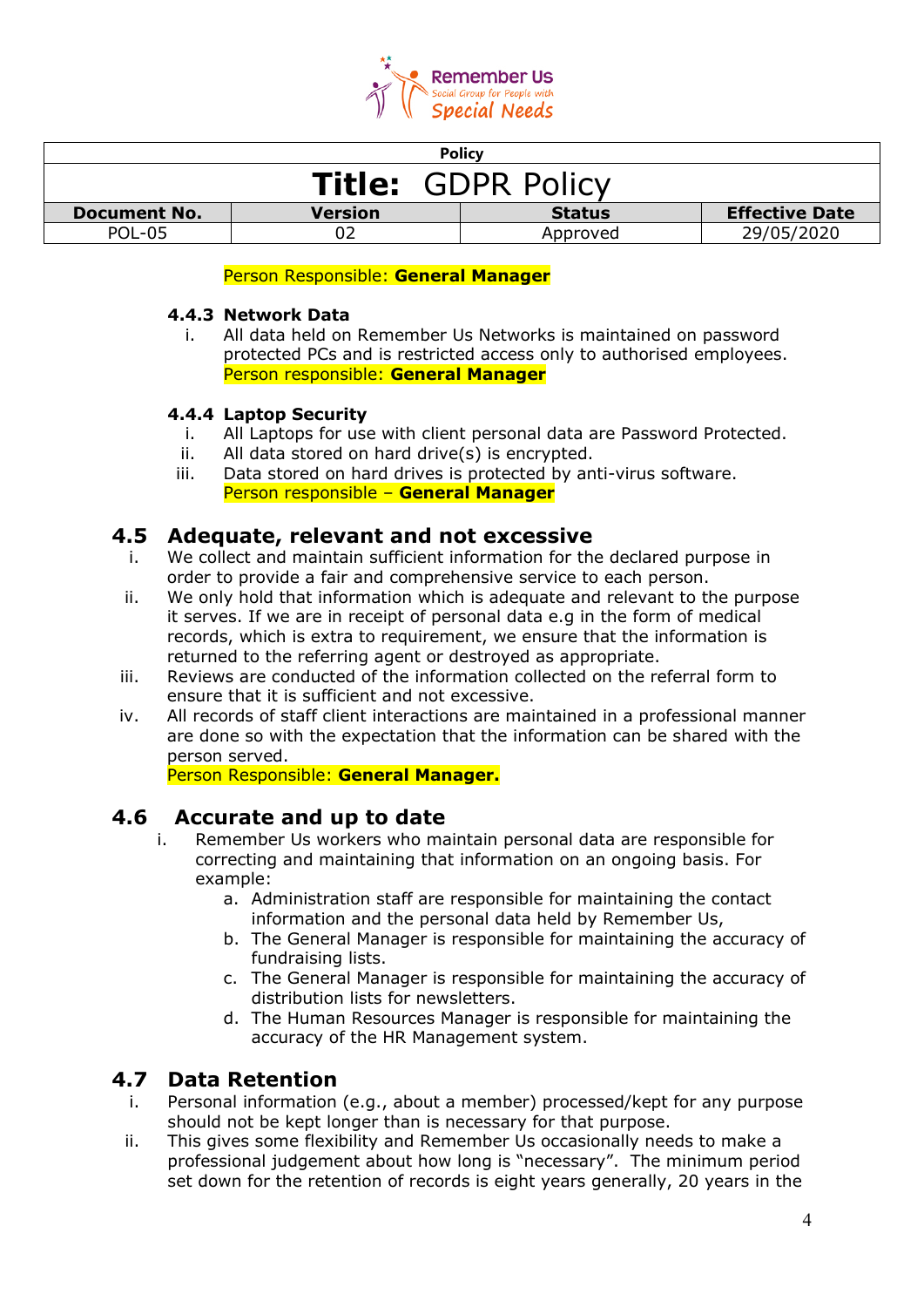Person Responsible: **General Manager**

#### 4.4.3 Network Data

i. All data held on Remember Us Networks is maintained on password protected PCs and is restricted access only to authorised employees.
Person responsible: **General Manager**

#### 4.4.4 Laptop Security

i. All Laptops for use with client personal data are Password Protected.
ii. All data stored on hard drive(s) is encrypted.
iii. Data stored on hard drives is protected by anti-virus software.
Person responsible – **General Manager**

### 4.5 Adequate, relevant and not excessive

i. We collect and maintain sufficient information for the declared purpose in order to provide a fair and comprehensive service to each person.
ii. We only hold that information which is adequate and relevant to the purpose it serves. If we are in receipt of personal data e.g in the form of medical records, which is extra to requirement, we ensure that the information is returned to the referring agent or destroyed as appropriate.
iii. Reviews are conducted of the information collected on the referral form to ensure that it is sufficient and not excessive.
iv. All records of staff client interactions are maintained in a professional manner are done so with the expectation that the information can be shared with the person served.
Person Responsible: **General Manager.**

### 4.6 Accurate and up to date

i. Remember Us workers who maintain personal data are responsible for correcting and maintaining that information on an ongoing basis. For example:
   a. Administration staff are responsible for maintaining the contact information and the personal data held by Remember Us,
   b. The General Manager is responsible for maintaining the accuracy of fundraising lists.
   c. The General Manager is responsible for maintaining the accuracy of distribution lists for newsletters.
   d. The Human Resources Manager is responsible for maintaining the accuracy of the HR Management system.

### 4.7 Data Retention

i. Personal information (e.g., about a member) processed/kept for any purpose should not be kept longer than is necessary for that purpose.
ii. This gives some flexibility and Remember Us occasionally needs to make a professional judgement about how long is "necessary". The minimum period set down for the retention of records is eight years generally, 20 years in the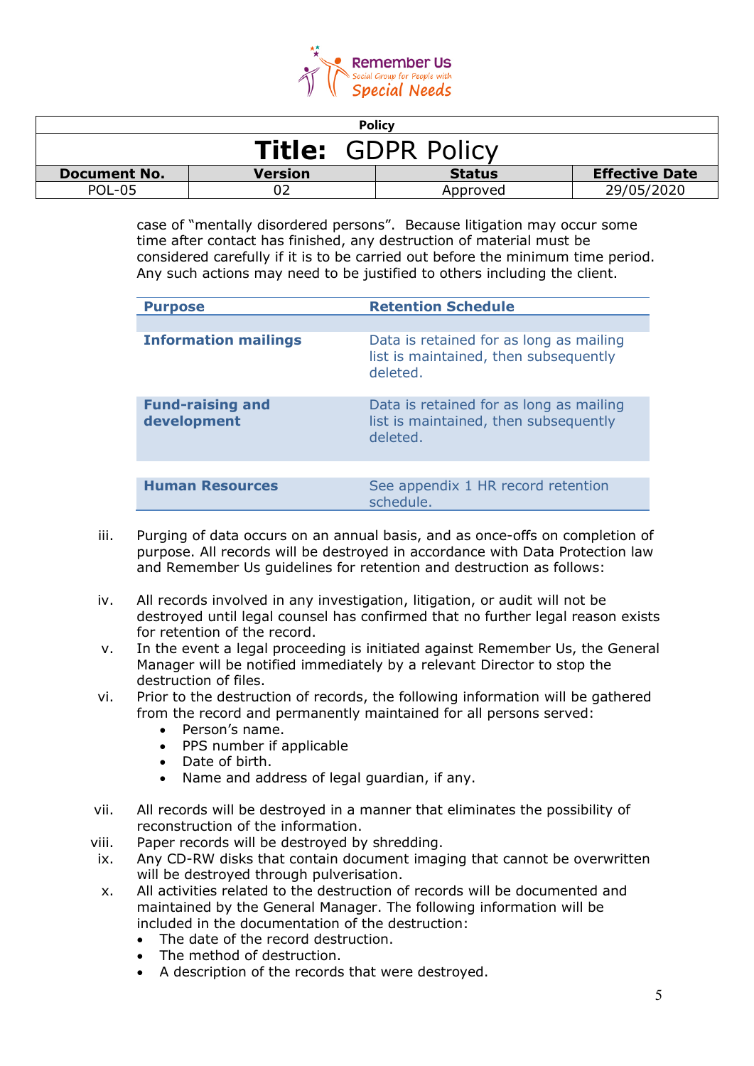case of “mentally disordered persons”. Because litigation may occur some time after contact has finished, any destruction of material must be considered carefully if it is to be carried out before the minimum time period. Any such actions may need to be justified to others including the client.

| Purpose | Retention Schedule |
|---|---|
| **Information mailings** | Data is retained for as long as mailing list is maintained, then subsequently deleted. |
| **Fund-raising and development** | Data is retained for as long as mailing list is maintained, then subsequently deleted. |
| **Human Resources** | See appendix 1 HR record retention schedule. |

iii. Purging of data occurs on an annual basis, and as once-offs on completion of purpose. All records will be destroyed in accordance with Data Protection law and Remember Us guidelines for retention and destruction as follows:

iv. All records involved in any investigation, litigation, or audit will not be destroyed until legal counsel has confirmed that no further legal reason exists for retention of the record.

v. In the event a legal proceeding is initiated against Remember Us, the General Manager will be notified immediately by a relevant Director to stop the destruction of files.

vi. Prior to the destruction of records, the following information will be gathered from the record and permanently maintained for all persons served:
   - Person’s name.
   - PPS number if applicable
   - Date of birth.
   - Name and address of legal guardian, if any.

vii. All records will be destroyed in a manner that eliminates the possibility of reconstruction of the information.

viii. Paper records will be destroyed by shredding.

ix. Any CD-RW disks that contain document imaging that cannot be overwritten will be destroyed through pulverisation.

x. All activities related to the destruction of records will be documented and maintained by the General Manager. The following information will be included in the documentation of the destruction:
   - The date of the record destruction.
   - The method of destruction.
   - A description of the records that were destroyed.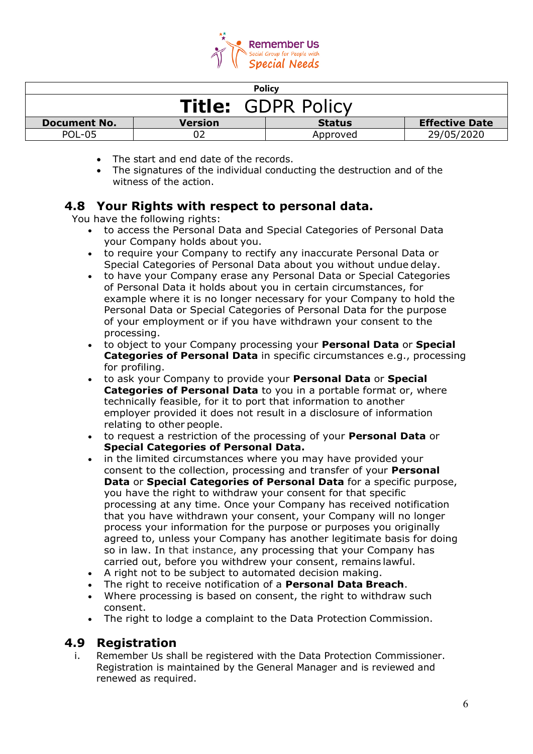- The start and end date of the records.
- The signatures of the individual conducting the destruction and of the witness of the action.

## 4.8 Your Rights with respect to personal data.

You have the following rights:

- to access the Personal Data and Special Categories of Personal Data your Company holds about you.
- to require your Company to rectify any inaccurate Personal Data or Special Categories of Personal Data about you without undue delay.
- to have your Company erase any Personal Data or Special Categories of Personal Data it holds about you in certain circumstances, for example where it is no longer necessary for your Company to hold the Personal Data or Special Categories of Personal Data for the purpose of your employment or if you have withdrawn your consent to the processing.
- to object to your Company processing your **Personal Data** or **Special Categories of Personal Data** in specific circumstances e.g., processing for profiling.
- to ask your Company to provide your **Personal Data** or **Special Categories of Personal Data** to you in a portable format or, where technically feasible, for it to port that information to another employer provided it does not result in a disclosure of information relating to other people.
- to request a restriction of the processing of your **Personal Data** or **Special Categories of Personal Data.**
- in the limited circumstances where you may have provided your consent to the collection, processing and transfer of your **Personal Data** or **Special Categories of Personal Data** for a specific purpose, you have the right to withdraw your consent for that specific processing at any time. Once your Company has received notification that you have withdrawn your consent, your Company will no longer process your information for the purpose or purposes you originally agreed to, unless your Company has another legitimate basis for doing so in law. In that instance, any processing that your Company has carried out, before you withdrew your consent, remains lawful.
- A right not to be subject to automated decision making.
- The right to receive notification of a **Personal Data Breach**.
- Where processing is based on consent, the right to withdraw such consent.
- The right to lodge a complaint to the Data Protection Commission.

## 4.9 Registration

i. Remember Us shall be registered with the Data Protection Commissioner. Registration is maintained by the General Manager and is reviewed and renewed as required.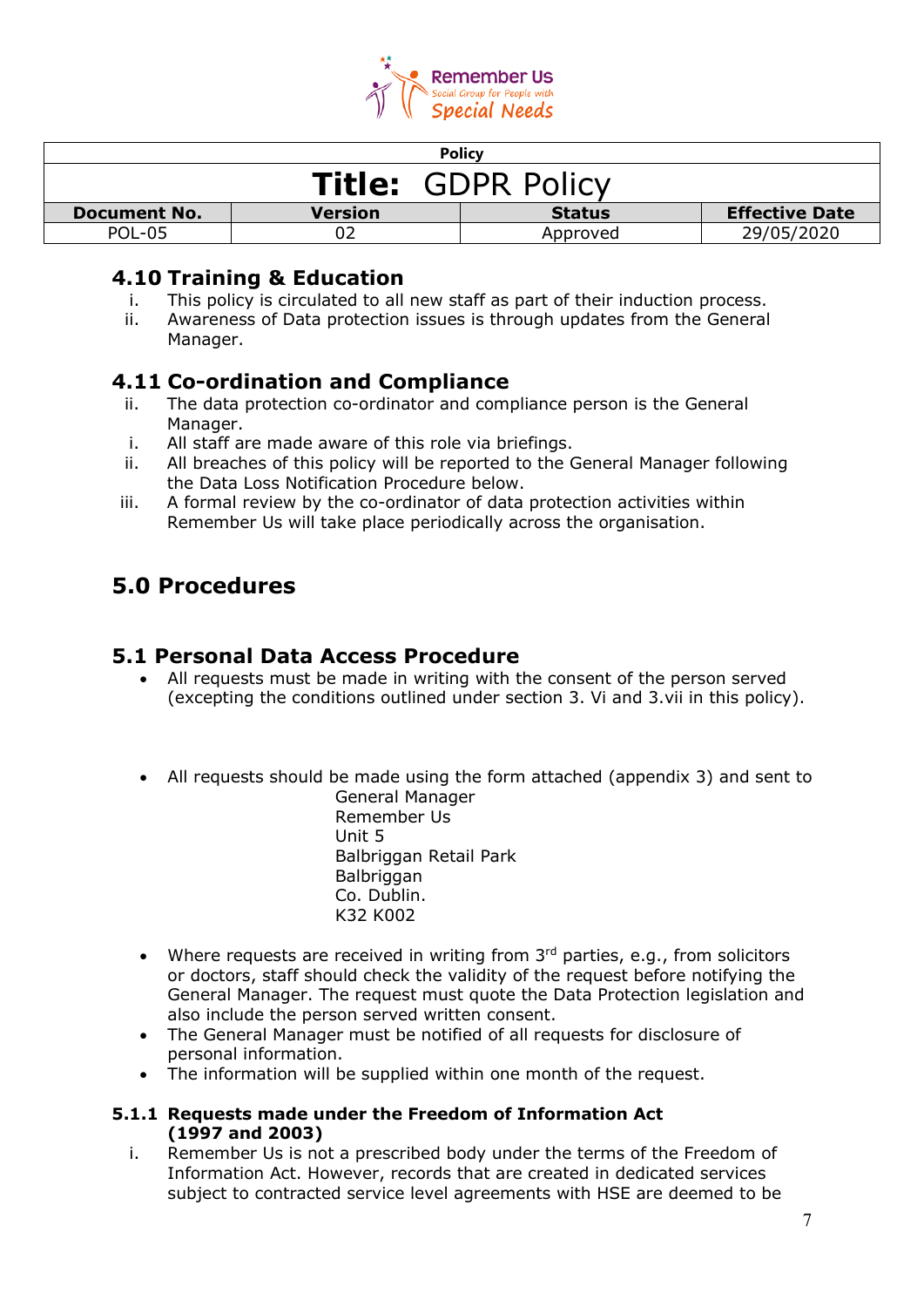| Policy | | | |
|---|---|---|---|
| **Title:** GDPR Policy | | | |
| **Document No.** | **Version** | **Status** | **Effective Date** |
| POL-05 | 02 | Approved | 29/05/2020 |

## 4.10 Training & Education

i. This policy is circulated to all new staff as part of their induction process.
ii. Awareness of Data protection issues is through updates from the General Manager.

## 4.11 Co-ordination and Compliance

ii. The data protection co-ordinator and compliance person is the General Manager.
i. All staff are made aware of this role via briefings.
ii. All breaches of this policy will be reported to the General Manager following the Data Loss Notification Procedure below.
iii. A formal review by the co-ordinator of data protection activities within Remember Us will take place periodically across the organisation.

# 5.0 Procedures

## 5.1 Personal Data Access Procedure

- All requests must be made in writing with the consent of the person served (excepting the conditions outlined under section 3. Vi and 3.vii in this policy).

- All requests should be made using the form attached (appendix 3) and sent to

  General Manager
  Remember Us
  Unit 5
  Balbriggan Retail Park
  Balbriggan
  Co. Dublin.
  K32 K002

- Where requests are received in writing from 3rd parties, e.g., from solicitors or doctors, staff should check the validity of the request before notifying the General Manager. The request must quote the Data Protection legislation and also include the person served written consent.
- The General Manager must be notified of all requests for disclosure of personal information.
- The information will be supplied within one month of the request.

### 5.1.1 Requests made under the Freedom of Information Act (1997 and 2003)

i. Remember Us is not a prescribed body under the terms of the Freedom of Information Act. However, records that are created in dedicated services subject to contracted service level agreements with HSE are deemed to be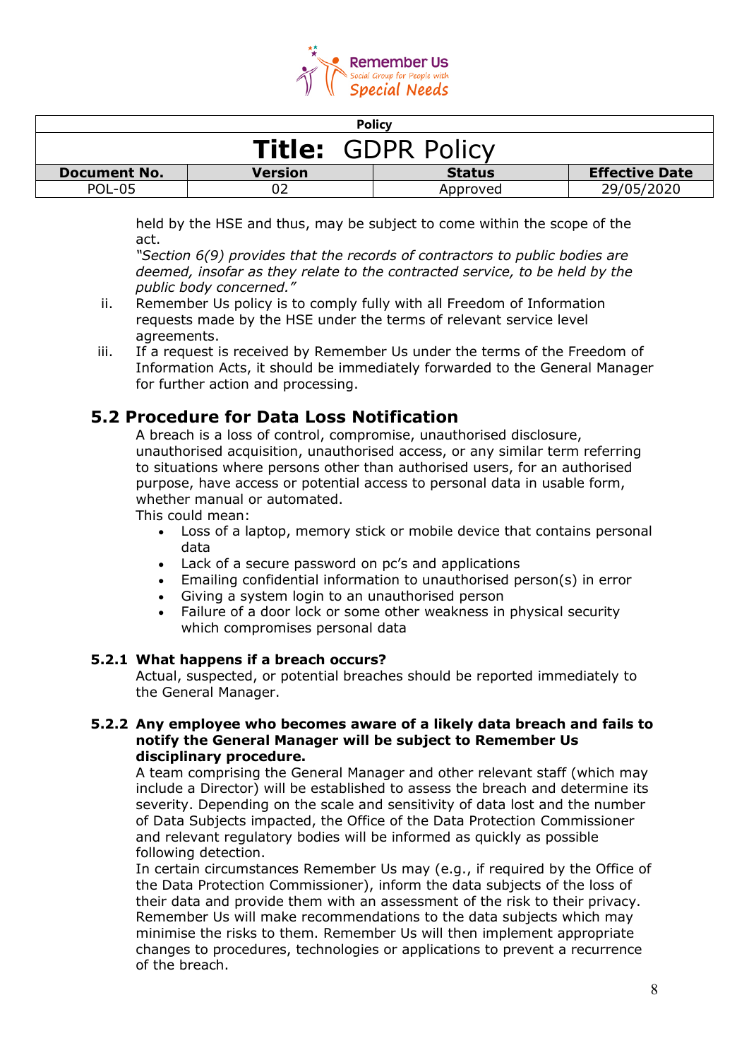held by the HSE and thus, may be subject to come within the scope of the act.
*"Section 6(9) provides that the records of contractors to public bodies are deemed, insofar as they relate to the contracted service, to be held by the public body concerned."*

ii. Remember Us policy is to comply fully with all Freedom of Information requests made by the HSE under the terms of relevant service level agreements.

iii. If a request is received by Remember Us under the terms of the Freedom of Information Acts, it should be immediately forwarded to the General Manager for further action and processing.

## 5.2 Procedure for Data Loss Notification

A breach is a loss of control, compromise, unauthorised disclosure, unauthorised acquisition, unauthorised access, or any similar term referring to situations where persons other than authorised users, for an authorised purpose, have access or potential access to personal data in usable form, whether manual or automated.

This could mean:

- Loss of a laptop, memory stick or mobile device that contains personal data
- Lack of a secure password on pc's and applications
- Emailing confidential information to unauthorised person(s) in error
- Giving a system login to an unauthorised person
- Failure of a door lock or some other weakness in physical security which compromises personal data

### 5.2.1 What happens if a breach occurs?

Actual, suspected, or potential breaches should be reported immediately to the General Manager.

### 5.2.2 Any employee who becomes aware of a likely data breach and fails to notify the General Manager will be subject to Remember Us disciplinary procedure.

A team comprising the General Manager and other relevant staff (which may include a Director) will be established to assess the breach and determine its severity. Depending on the scale and sensitivity of data lost and the number of Data Subjects impacted, the Office of the Data Protection Commissioner and relevant regulatory bodies will be informed as quickly as possible following detection.

In certain circumstances Remember Us may (e.g., if required by the Office of the Data Protection Commissioner), inform the data subjects of the loss of their data and provide them with an assessment of the risk to their privacy. Remember Us will make recommendations to the data subjects which may minimise the risks to them. Remember Us will then implement appropriate changes to procedures, technologies or applications to prevent a recurrence of the breach.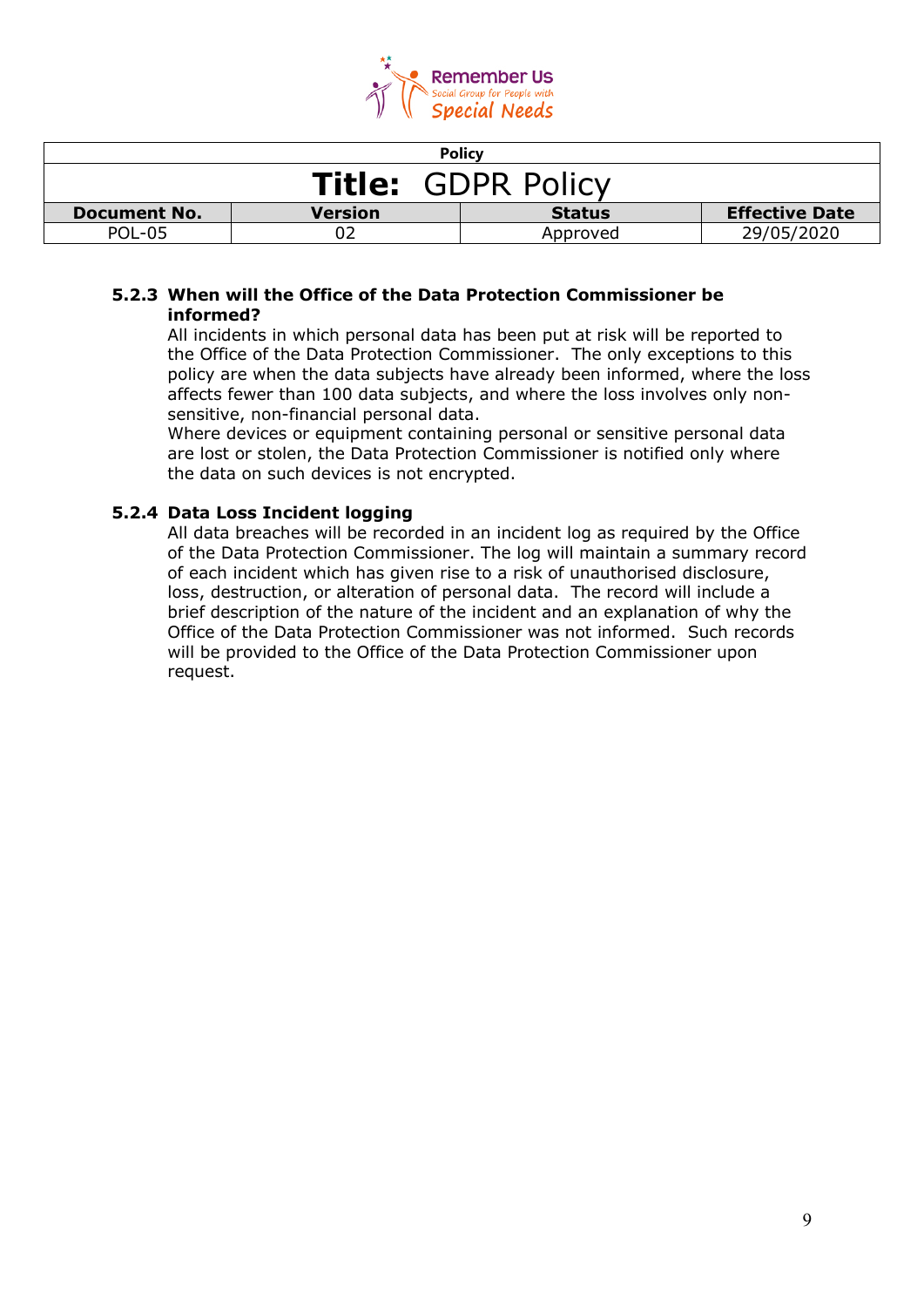#### 5.2.3 When will the Office of the Data Protection Commissioner be informed?

All incidents in which personal data has been put at risk will be reported to the Office of the Data Protection Commissioner. The only exceptions to this policy are when the data subjects have already been informed, where the loss affects fewer than 100 data subjects, and where the loss involves only non-sensitive, non-financial personal data.

Where devices or equipment containing personal or sensitive personal data are lost or stolen, the Data Protection Commissioner is notified only where the data on such devices is not encrypted.

#### 5.2.4 Data Loss Incident logging

All data breaches will be recorded in an incident log as required by the Office of the Data Protection Commissioner. The log will maintain a summary record of each incident which has given rise to a risk of unauthorised disclosure, loss, destruction, or alteration of personal data. The record will include a brief description of the nature of the incident and an explanation of why the Office of the Data Protection Commissioner was not informed. Such records will be provided to the Office of the Data Protection Commissioner upon request.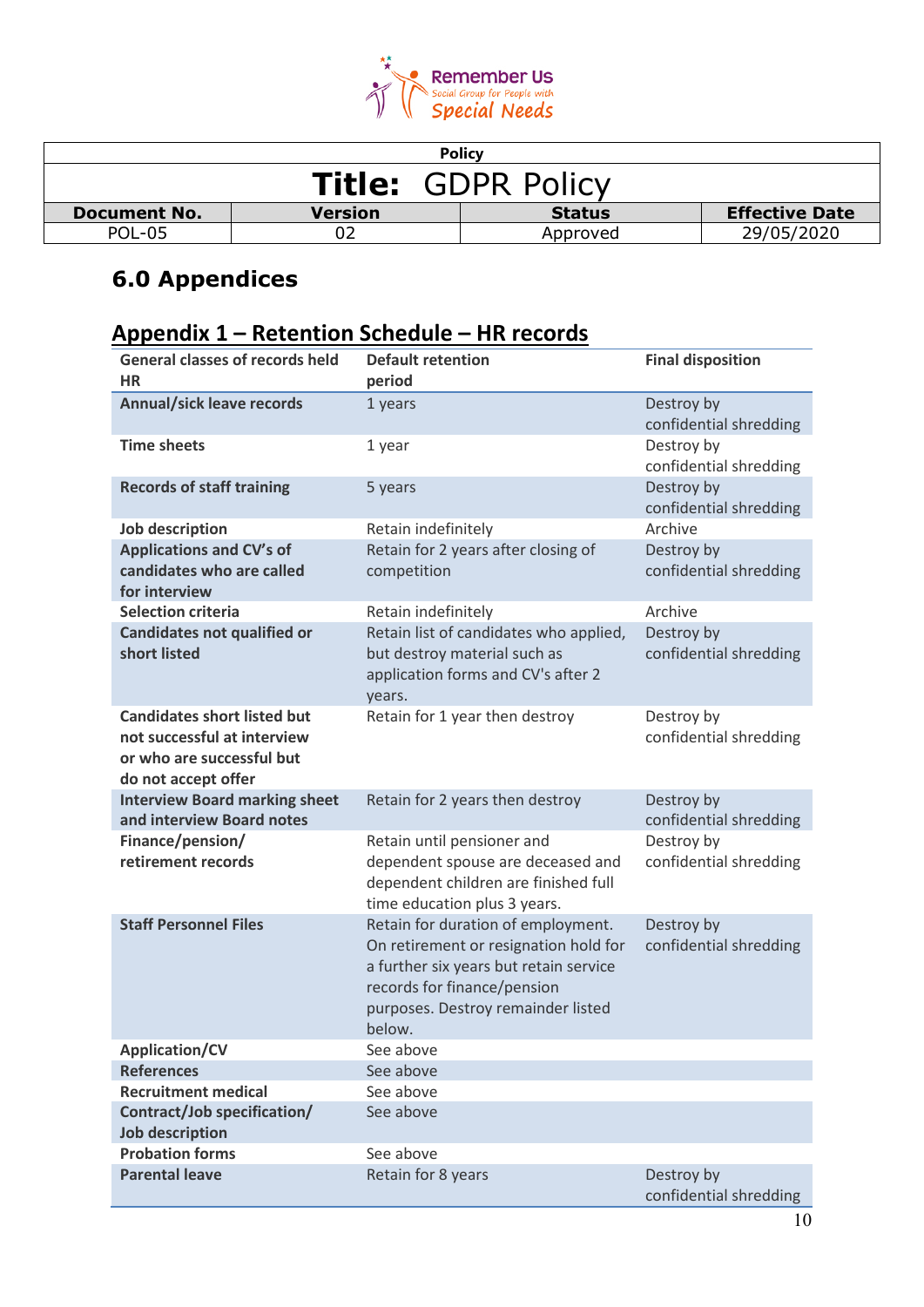## 6.0 Appendices

## Appendix 1 – Retention Schedule – HR records

| General classes of records held HR | Default retention period | Final disposition |
|---|---|---|
| **Annual/sick leave records** | 1 years | Destroy by confidential shredding |
| **Time sheets** | 1 year | Destroy by confidential shredding |
| **Records of staff training** | 5 years | Destroy by confidential shredding |
| **Job description** | Retain indefinitely | Archive |
| **Applications and CV's of candidates who are called for interview** | Retain for 2 years after closing of competition | Destroy by confidential shredding |
| **Selection criteria** | Retain indefinitely | Archive |
| **Candidates not qualified or short listed** | Retain list of candidates who applied, but destroy material such as application forms and CV's after 2 years. | Destroy by confidential shredding |
| **Candidates short listed but not successful at interview or who are successful but do not accept offer** | Retain for 1 year then destroy | Destroy by confidential shredding |
| **Interview Board marking sheet and interview Board notes** | Retain for 2 years then destroy | Destroy by confidential shredding |
| **Finance/pension/ retirement records** | Retain until pensioner and dependent spouse are deceased and dependent children are finished full time education plus 3 years. | Destroy by confidential shredding |
| **Staff Personnel Files** | Retain for duration of employment. On retirement or resignation hold for a further six years but retain service records for finance/pension purposes. Destroy remainder listed below. | Destroy by confidential shredding |
| **Application/CV** | See above | |
| **References** | See above | |
| **Recruitment medical** | See above | |
| **Contract/Job specification/ Job description** | See above | |
| **Probation forms** | See above | |
| **Parental leave** | Retain for 8 years | Destroy by confidential shredding |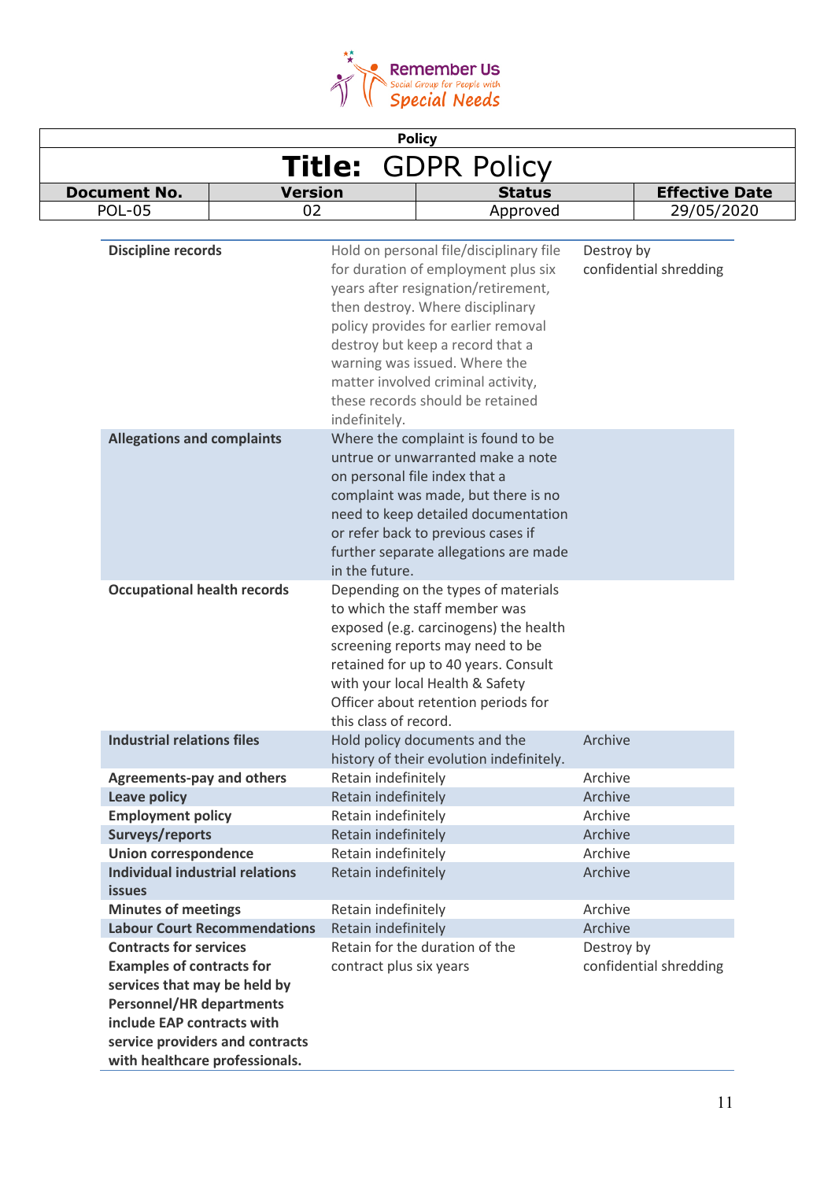| Policy | | | |
|---|---|---|---|
| **Title: GDPR Policy** | | | |
| **Document No.** | **Version** | **Status** | **Effective Date** |
| POL-05 | 02 | Approved | 29/05/2020 |

| | | |
|---|---|---|
| **Discipline records** | Hold on personal file/disciplinary file for duration of employment plus six years after resignation/retirement, then destroy. Where disciplinary policy provides for earlier removal destroy but keep a record that a warning was issued. Where the matter involved criminal activity, these records should be retained indefinitely. | Destroy by confidential shredding |
| **Allegations and complaints** | Where the complaint is found to be untrue or unwarranted make a note on personal file index that a complaint was made, but there is no need to keep detailed documentation or refer back to previous cases if further separate allegations are made in the future. | |
| **Occupational health records** | Depending on the types of materials to which the staff member was exposed (e.g. carcinogens) the health screening reports may need to be retained for up to 40 years. Consult with your local Health & Safety Officer about retention periods for this class of record. | |
| **Industrial relations files** | Hold policy documents and the history of their evolution indefinitely. | Archive |
| **Agreements-pay and others** | Retain indefinitely | Archive |
| **Leave policy** | Retain indefinitely | Archive |
| **Employment policy** | Retain indefinitely | Archive |
| **Surveys/reports** | Retain indefinitely | Archive |
| **Union correspondence** | Retain indefinitely | Archive |
| **Individual industrial relations issues** | Retain indefinitely | Archive |
| **Minutes of meetings** | Retain indefinitely | Archive |
| **Labour Court Recommendations** | Retain indefinitely | Archive |
| **Contracts for services Examples of contracts for services that may be held by Personnel/HR departments include EAP contracts with service providers and contracts with healthcare professionals.** | Retain for the duration of the contract plus six years | Destroy by confidential shredding |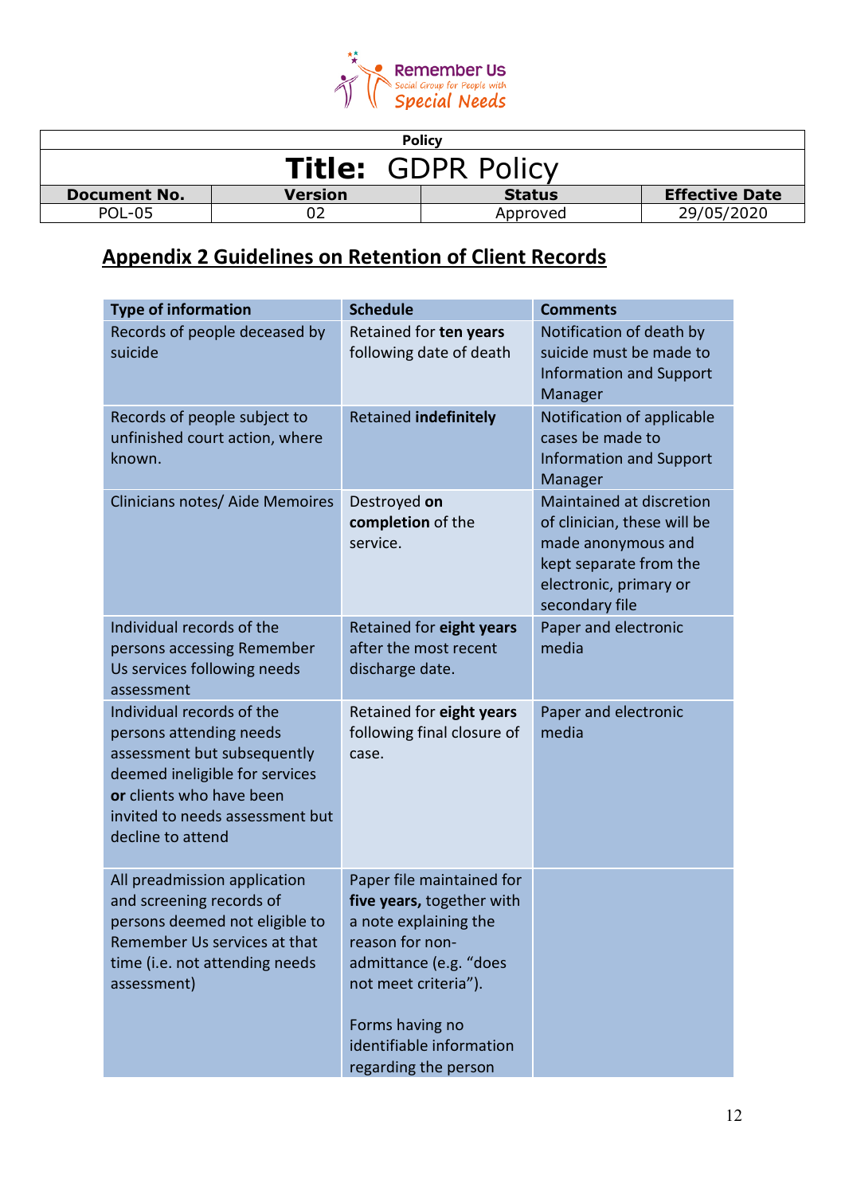| Policy | | | |
|---|---|---|---|
| **Title:** GDPR Policy | | | |
| **Document No.** | **Version** | **Status** | **Effective Date** |
| POL-05 | 02 | Approved | 29/05/2020 |

## Appendix 2 Guidelines on Retention of Client Records

| Type of information | Schedule | Comments |
|---|---|---|
| Records of people deceased by suicide | Retained for **ten years** following date of death | Notification of death by suicide must be made to Information and Support Manager |
| Records of people subject to unfinished court action, where known. | Retained **indefinitely** | Notification of applicable cases be made to Information and Support Manager |
| Clinicians notes/ Aide Memoires | Destroyed **on completion** of the service. | Maintained at discretion of clinician, these will be made anonymous and kept separate from the electronic, primary or secondary file |
| Individual records of the persons accessing Remember Us services following needs assessment | Retained for **eight years** after the most recent discharge date. | Paper and electronic media |
| Individual records of the persons attending needs assessment but subsequently deemed ineligible for services **or** clients who have been invited to needs assessment but decline to attend | Retained for **eight years** following final closure of case. | Paper and electronic media |
| All preadmission application and screening records of persons deemed not eligible to Remember Us services at that time (i.e. not attending needs assessment) | Paper file maintained for **five years,** together with a note explaining the reason for non-admittance (e.g. "does not meet criteria").<br><br>Forms having no identifiable information regarding the person | |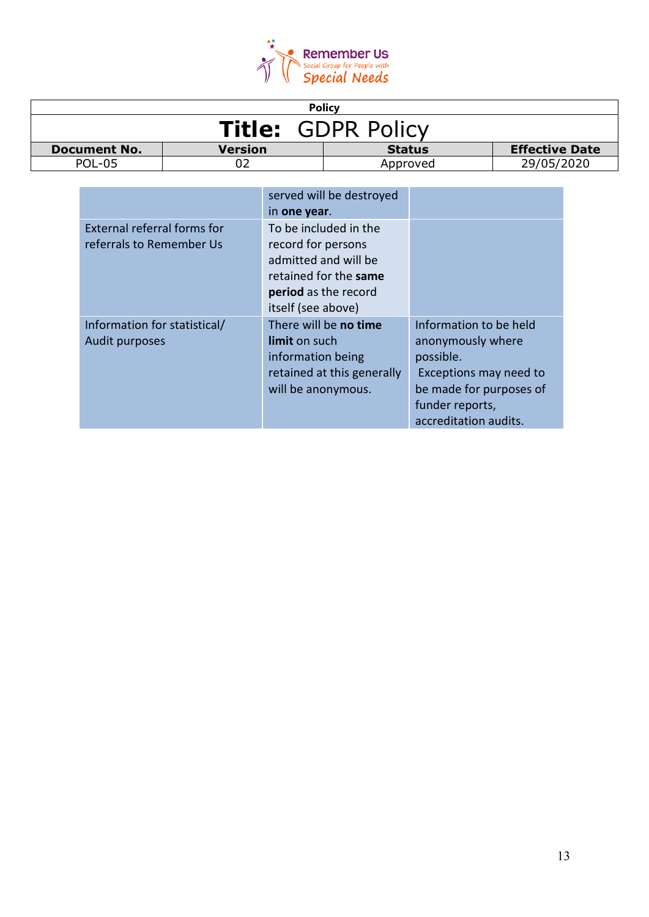| | | |
|---|---|---|
| | served will be destroyed in **one year**. | |
| External referral forms for referrals to Remember Us | To be included in the record for persons admitted and will be retained for the **same period** as the record itself (see above) | |
| Information for statistical/ Audit purposes | There will be **no time limit** on such information being retained at this generally will be anonymous. | Information to be held anonymously where possible. Exceptions may need to be made for purposes of funder reports, accreditation audits. |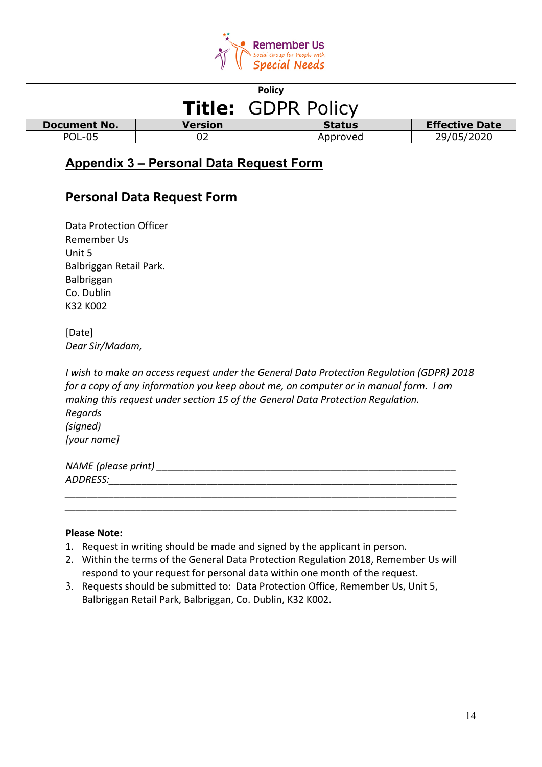| Policy | | | |
|---|---|---|---|
| **Title:** GDPR Policy | | | |
| **Document No.** | **Version** | **Status** | **Effective Date** |
| POL-05 | 02 | Approved | 29/05/2020 |

## Appendix 3 – Personal Data Request Form

### Personal Data Request Form

Data Protection Officer
Remember Us
Unit 5
Balbriggan Retail Park.
Balbriggan
Co. Dublin
K32 K002

[Date]
*Dear Sir/Madam,*

*I wish to make an access request under the General Data Protection Regulation (GDPR) 2018 for a copy of any information you keep about me, on computer or in manual form. I am making this request under section 15 of the General Data Protection Regulation.*
*Regards*
*(signed)*
*[your name]*

*NAME (please print)* ________________________________________________
*ADDRESS:*________________________________________________________
__________________________________________________________________
__________________________________________________________________

**Please Note:**

1. Request in writing should be made and signed by the applicant in person.
2. Within the terms of the General Data Protection Regulation 2018, Remember Us will respond to your request for personal data within one month of the request.
3. Requests should be submitted to: Data Protection Office, Remember Us, Unit 5, Balbriggan Retail Park, Balbriggan, Co. Dublin, K32 K002.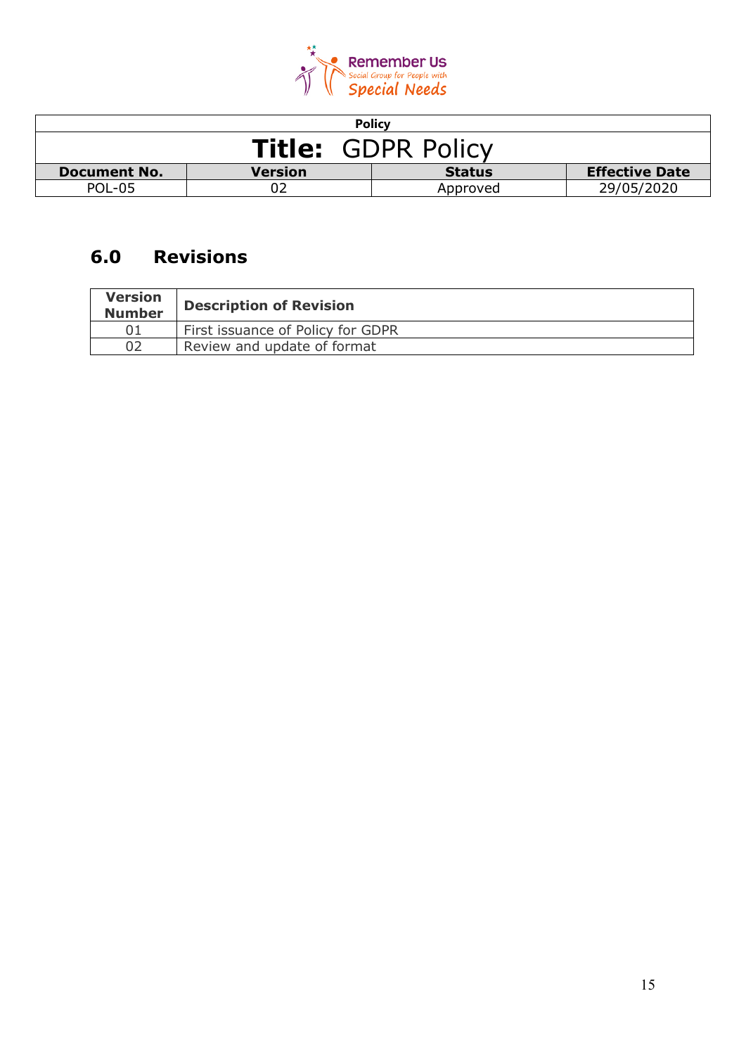| Policy | | | |
|---|---|---|---|
| **Title:** GDPR Policy | | | |
| **Document No.** | **Version** | **Status** | **Effective Date** |
| POL-05 | 02 | Approved | 29/05/2020 |

## 6.0 Revisions

| Version Number | Description of Revision |
|---|---|
| 01 | First issuance of Policy for GDPR |
| 02 | Review and update of format |